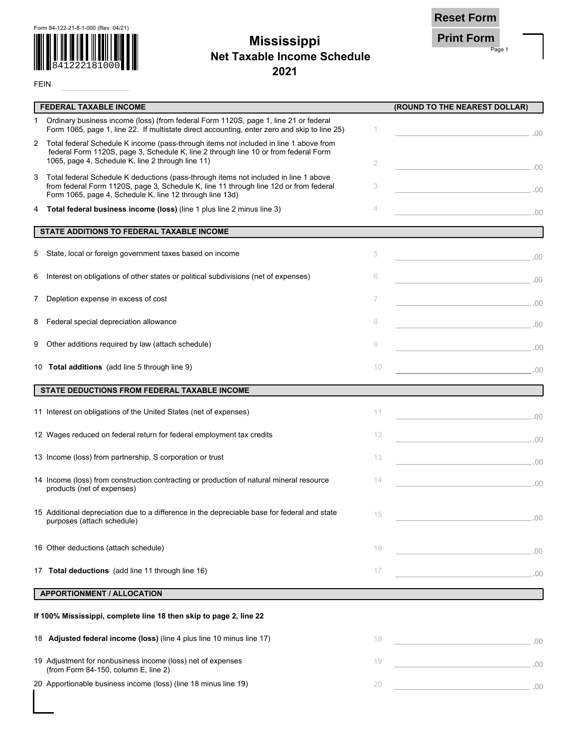Form 84-122-21-8-1-000 (Rev. 04/21)

841222181000

# Mississippi
## Net Taxable Income Schedule
## 2021

FEIN ______________

| FEDERAL TAXABLE INCOME | | (ROUND TO THE NEAREST DOLLAR) |
|---|---|---|
| 1 Ordinary business income (loss) (from federal Form 1120S, page 1, line 21 or federal Form 1065, page 1, line 22. If multistate direct accounting, enter zero and skip to line 25) | 1 | .00 |
| 2 Total federal Schedule K income (pass-through items not included in line 1 above from federal Form 1120S, page 3, Schedule K, line 2 through line 10 or from federal Form 1065, page 4, Schedule K, line 2 through line 11) | 2 | .00 |
| 3 Total federal Schedule K deductions (pass-through items not included in line 1 above from federal Form 1120S, page 3, Schedule K, line 11 through line 12d or from federal Form 1065, page 4, Schedule K, line 12 through line 13d) | 3 | .00 |
| 4 **Total federal business income (loss)** (line 1 plus line 2 minus line 3) | 4 | .00 |

| STATE ADDITIONS TO FEDERAL TAXABLE INCOME | | |
|---|---|---|
| 5 State, local or foreign government taxes based on income | 5 | .00 |
| 6 Interest on obligations of other states or political subdivisions (net of expenses) | 6 | .00 |
| 7 Depletion expense in excess of cost | 7 | .00 |
| 8 Federal special depreciation allowance | 8 | .00 |
| 9 Other additions required by law (attach schedule) | 9 | .00 |
| 10 **Total additions** (add line 5 through line 9) | 10 | .00 |

| STATE DEDUCTIONS FROM FEDERAL TAXABLE INCOME | | |
|---|---|---|
| 11 Interest on obligations of the United States (net of expenses) | 11 | .00 |
| 12 Wages reduced on federal return for federal employment tax credits | 12 | .00 |
| 13 Income (loss) from partnership, S corporation or trust | 13 | .00 |
| 14 Income (loss) from construction contracting or production of natural mineral resource products (net of expenses) | 14 | .00 |
| 15 Additional depreciation due to a difference in the depreciable base for federal and state purposes (attach schedule) | 15 | .00 |
| 16 Other deductions (attach schedule) | 16 | .00 |
| 17 **Total deductions** (add line 11 through line 16) | 17 | .00 |

### APPORTIONMENT / ALLOCATION

**If 100% Mississippi, complete line 18 then skip to page 2, line 22**

| | | |
|---|---|---|
| 18 **Adjusted federal income (loss)** (line 4 plus line 10 minus line 17) | 18 | .00 |
| 19 Adjustment for nonbusiness income (loss) net of expenses (from Form 84-150, column E, line 2) | 19 | .00 |
| 20 Apportionable business income (loss) (line 18 minus line 19) | 20 | .00 |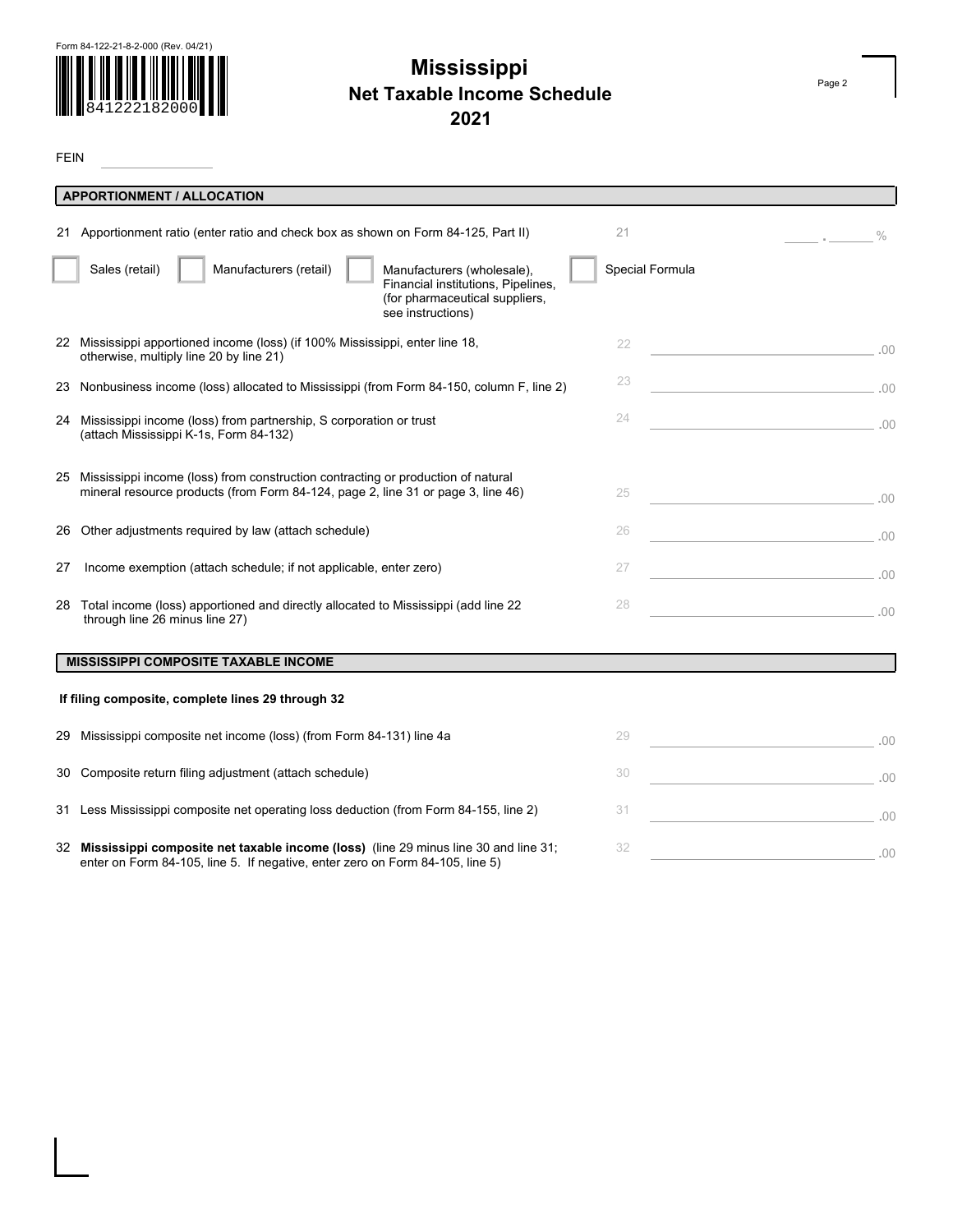Form 84-122-21-8-2-000 (Rev. 04/21)

841222182000

# Mississippi
## Net Taxable Income Schedule
## 2021

FEIN ________________

### APPORTIONMENT / ALLOCATION

| | | | |
|---|---|---|---|
| 21 | Apportionment ratio (enter ratio and check box as shown on Form 84-125, Part II) | 21 | ____ . ______ % |

☐ Sales (retail) ☐ Manufacturers (retail) ☐ Manufacturers (wholesale), Financial institutions, Pipelines, (for pharmaceutical suppliers, see instructions) ☐ Special Formula

| | | | |
|---|---|---|---|
| 22 | Mississippi apportioned income (loss) (if 100% Mississippi, enter line 18, otherwise, multiply line 20 by line 21) | 22 | .00 |
| 23 | Nonbusiness income (loss) allocated to Mississippi (from Form 84-150, column F, line 2) | 23 | .00 |
| 24 | Mississippi income (loss) from partnership, S corporation or trust (attach Mississippi K-1s, Form 84-132) | 24 | .00 |
| 25 | Mississippi income (loss) from construction contracting or production of natural mineral resource products (from Form 84-124, page 2, line 31 or page 3, line 46) | 25 | .00 |
| 26 | Other adjustments required by law (attach schedule) | 26 | .00 |
| 27 | Income exemption (attach schedule; if not applicable, enter zero) | 27 | .00 |
| 28 | Total income (loss) apportioned and directly allocated to Mississippi (add line 22 through line 26 minus line 27) | 28 | .00 |

### MISSISSIPPI COMPOSITE TAXABLE INCOME

**If filing composite, complete lines 29 through 32**

| | | | |
|---|---|---|---|
| 29 | Mississippi composite net income (loss) (from Form 84-131) line 4a | 29 | .00 |
| 30 | Composite return filing adjustment (attach schedule) | 30 | .00 |
| 31 | Less Mississippi composite net operating loss deduction (from Form 84-155, line 2) | 31 | .00 |
| 32 | **Mississippi composite net taxable income (loss)** (line 29 minus line 30 and line 31; enter on Form 84-105, line 5. If negative, enter zero on Form 84-105, line 5) | 32 | .00 |